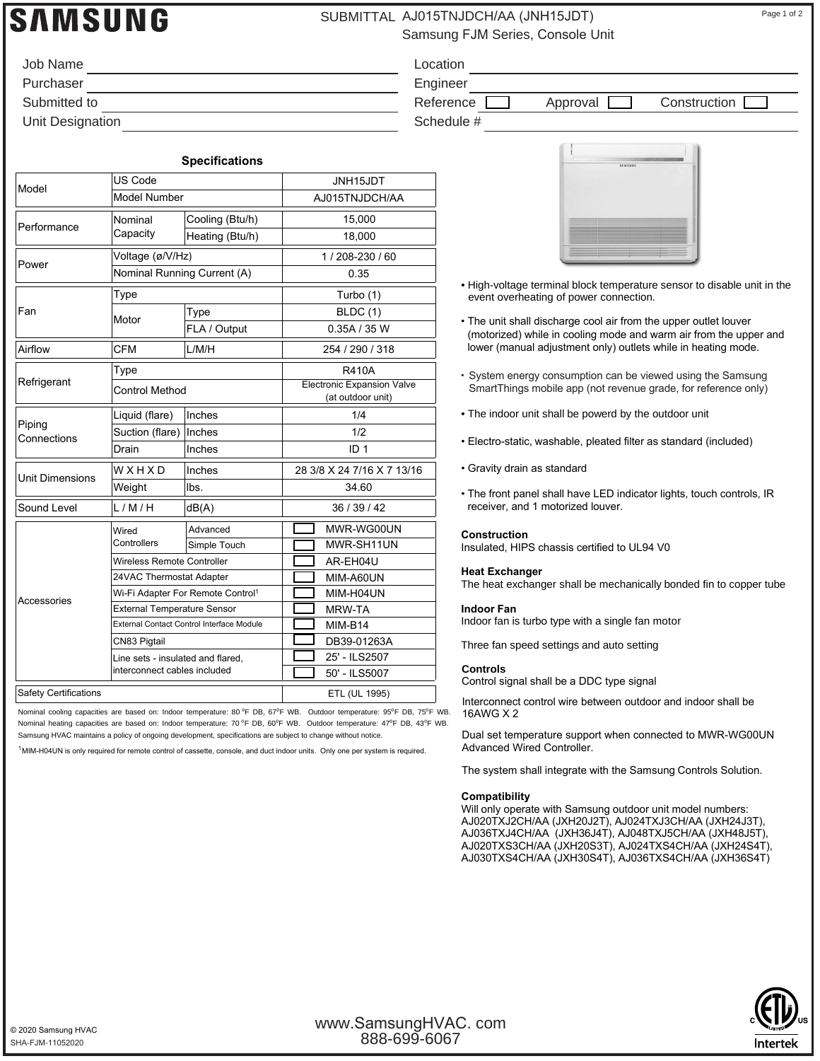# SAMSUNG

SUBMITTAL AJ015TNJDCH/AA (JNH15JDT)
Samsung FJM Series, Console Unit

| | | | |
|---|---|---|---|
| Job Name | | Location | |
| Purchaser | | Engineer | |
| Submitted to | | Reference ☐ Approval ☐ Construction ☐ | |
| Unit Designation | | Schedule # | |

## Specifications

| | | | |
|---|---|---|---|
| Model | US Code | | JNH15JDT |
| | Model Number | | AJ015TNJDCH/AA |
| Performance | Nominal Capacity | Cooling (Btu/h) | 15,000 |
| | | Heating (Btu/h) | 18,000 |
| Power | Voltage (ø/V/Hz) | | 1 / 208-230 / 60 |
| | Nominal Running Current (A) | | 0.35 |
| Fan | Type | | Turbo (1) |
| | Motor | Type | BLDC (1) |
| | | FLA / Output | 0.35A / 35 W |
| Airflow | CFM | L/M/H | 254 / 290 / 318 |
| Refrigerant | Type | | R410A |
| | Control Method | | Electronic Expansion Valve (at outdoor unit) |
| Piping Connections | Liquid (flare) | Inches | 1/4 |
| | Suction (flare) | Inches | 1/2 |
| | Drain | Inches | ID 1 |
| Unit Dimensions | W X H X D | Inches | 28 3/8 X 24 7/16 X 7 13/16 |
| | Weight | lbs. | 34.60 |
| Sound Level | L / M / H | dB(A) | 36 / 39 / 42 |
| Accessories | Wired Controllers | Advanced | ☐ MWR-WG00UN |
| | | Simple Touch | ☐ MWR-SH11UN |
| | Wireless Remote Controller | | ☐ AR-EH04U |
| | 24VAC Thermostat Adapter | | ☐ MIM-A60UN |
| | Wi-Fi Adapter For Remote Control[1] | | ☐ MIM-H04UN |
| | External Temperature Sensor | | ☐ MRW-TA |
| | External Contact Control Interface Module | | ☐ MIM-B14 |
| | CN83 Pigtail | | ☐ DB39-01263A |
| | Line sets - insulated and flared, interconnect cables included | | ☐ 25' - ILS2507 |
| | | | ☐ 50' - ILS5007 |
| Safety Certifications | | | ETL (UL 1995) |

Nominal cooling capacities are based on: Indoor temperature: 80 °F DB, 67°F WB. Outdoor temperature: 95°F DB, 75°F WB. Nominal heating capacities are based on: Indoor temperature: 70 °F DB, 60°F WB. Outdoor temperature: 47°F DB, 43°F WB. Samsung HVAC maintains a policy of ongoing development, specifications are subject to change without notice.

[1] MIM-H04UN is only required for remote control of cassette, console, and duct indoor units. Only one per system is required.

- High-voltage terminal block temperature sensor to disable unit in the event overheating of power connection.
- The unit shall discharge cool air from the upper outlet louver (motorized) while in cooling mode and warm air from the upper and lower (manual adjustment only) outlets while in heating mode.
- System energy consumption can be viewed using the Samsung SmartThings mobile app (not revenue grade, for reference only)
- The indoor unit shall be powerd by the outdoor unit
- Electro-static, washable, pleated filter as standard (included)
- Gravity drain as standard
- The front panel shall have LED indicator lights, touch controls, IR receiver, and 1 motorized louver.

**Construction**
Insulated, HIPS chassis certified to UL94 V0

**Heat Exchanger**
The heat exchanger shall be mechanically bonded fin to copper tube

**Indoor Fan**
Indoor fan is turbo type with a single fan motor

Three fan speed settings and auto setting

**Controls**
Control signal shall be a DDC type signal

Interconnect control wire between outdoor and indoor shall be 16AWG X 2

Dual set temperature support when connected to MWR-WG00UN Advanced Wired Controller.

The system shall integrate with the Samsung Controls Solution.

**Compatibility**
Will only operate with Samsung outdoor unit model numbers: AJ020TXJ2CH/AA (JXH20J2T), AJ024TXJ3CH/AA (JXH24J3T), AJ036TXJ4CH/AA (JXH36J4T), AJ048TXJ5CH/AA (JXH48J5T), AJ020TXS3CH/AA (JXH20S3T), AJ024TXS4CH/AA (JXH24S4T), AJ030TXS4CH/AA (JXH30S4T), AJ036TXS4CH/AA (JXH36S4T)

© 2020 Samsung HVAC
SHA-FJM-11052020

www.SamsungHVAC. com
888-699-6067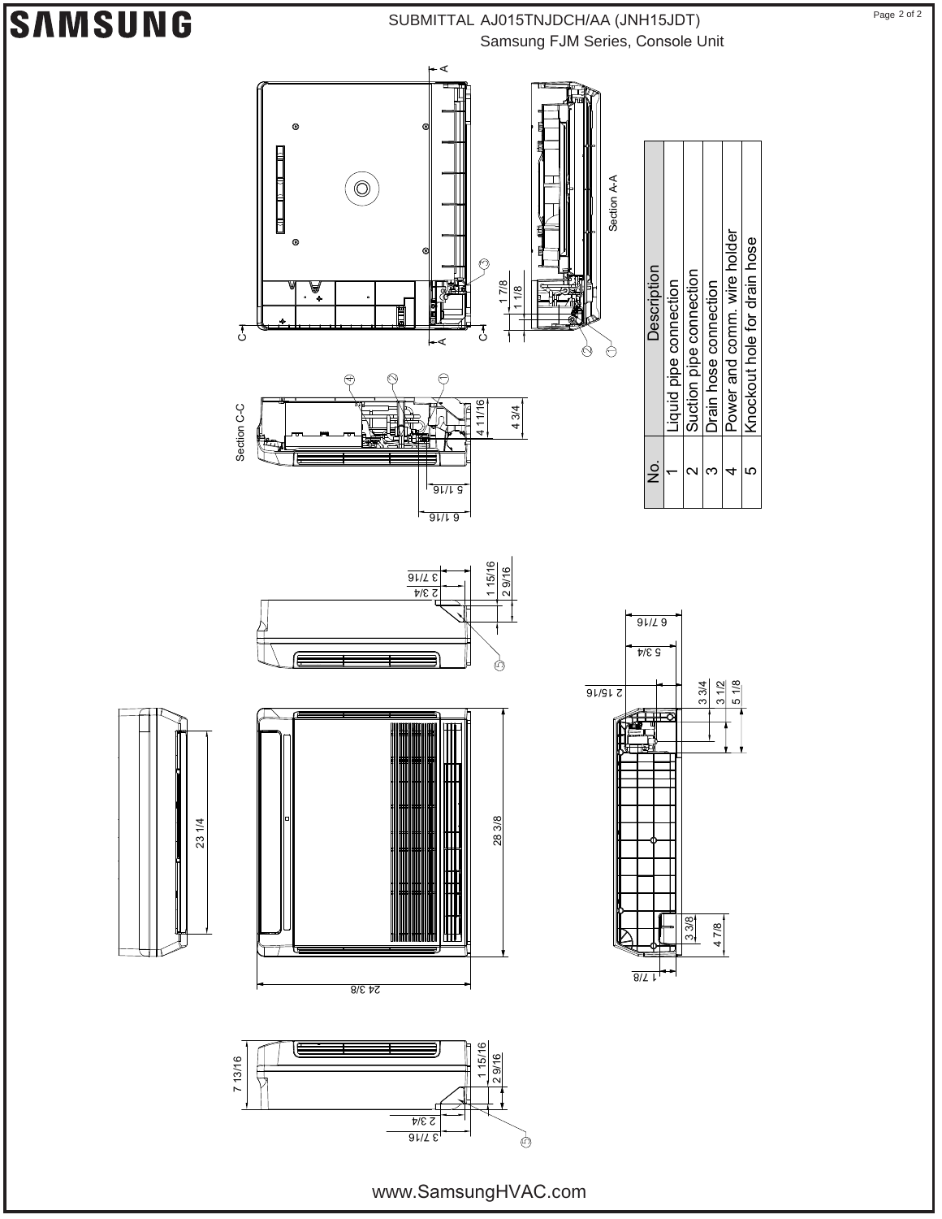# SUBMITTAL AJ015TNJDCH/AA (JNH15JDT)

Samsung FJM Series, Console Unit

Section A-A

Section C-C

1 7/8
1 1/8
4 11/16
4 3/4
5 1/16
6 1/16
3 7/16
2 3/4
1 15/16
2 9/16
6 7/16
5 3/4
2 15/16
3 3/4
3 1/2
5 1/8
23 1/4
28 3/8
24 3/8
3 3/8
4 7/8
1 7/8
7 13/16
1 15/16
2 9/16
2 3/4
3 7/16

| No. | Description |
|---|---|
| 1 | Liquid pipe connection |
| 2 | Suction pipe connection |
| 3 | Drain hose connection |
| 4 | Power and comm. wire holder |
| 5 | Knockout hole for drain hose |

www.SamsungHVAC.com